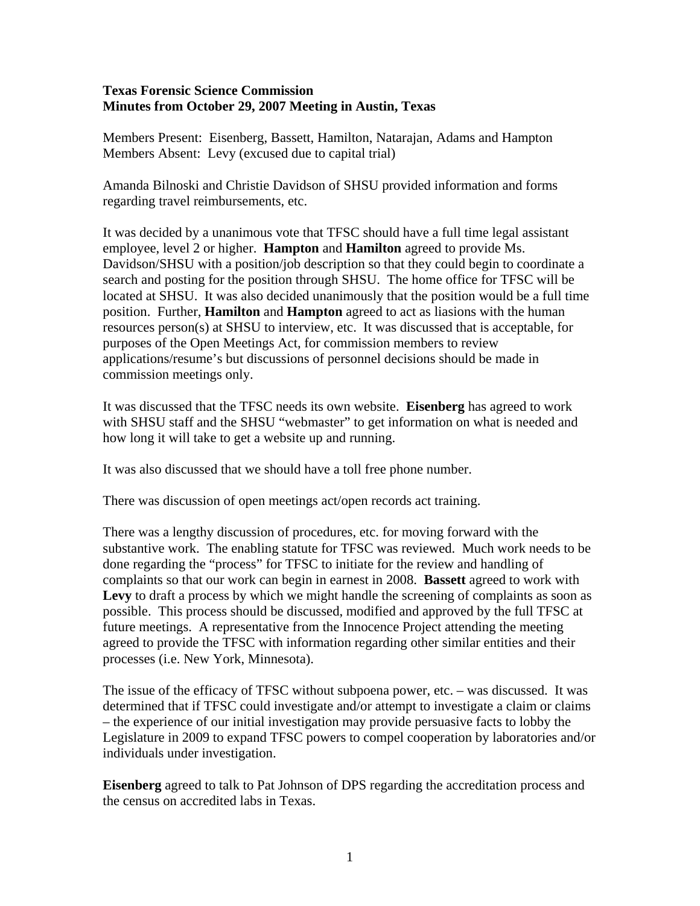**Texas Forensic Science Commission**
**Minutes from October 29, 2007 Meeting in Austin, Texas**

Members Present: Eisenberg, Bassett, Hamilton, Natarajan, Adams and Hampton
Members Absent: Levy (excused due to capital trial)

Amanda Bilnoski and Christie Davidson of SHSU provided information and forms regarding travel reimbursements, etc.

It was decided by a unanimous vote that TFSC should have a full time legal assistant employee, level 2 or higher. **Hampton** and **Hamilton** agreed to provide Ms. Davidson/SHSU with a position/job description so that they could begin to coordinate a search and posting for the position through SHSU. The home office for TFSC will be located at SHSU. It was also decided unanimously that the position would be a full time position. Further, **Hamilton** and **Hampton** agreed to act as liasions with the human resources person(s) at SHSU to interview, etc. It was discussed that is acceptable, for purposes of the Open Meetings Act, for commission members to review applications/resume's but discussions of personnel decisions should be made in commission meetings only.

It was discussed that the TFSC needs its own website. **Eisenberg** has agreed to work with SHSU staff and the SHSU "webmaster" to get information on what is needed and how long it will take to get a website up and running.

It was also discussed that we should have a toll free phone number.

There was discussion of open meetings act/open records act training.

There was a lengthy discussion of procedures, etc. for moving forward with the substantive work. The enabling statute for TFSC was reviewed. Much work needs to be done regarding the "process" for TFSC to initiate for the review and handling of complaints so that our work can begin in earnest in 2008. **Bassett** agreed to work with **Levy** to draft a process by which we might handle the screening of complaints as soon as possible. This process should be discussed, modified and approved by the full TFSC at future meetings. A representative from the Innocence Project attending the meeting agreed to provide the TFSC with information regarding other similar entities and their processes (i.e. New York, Minnesota).

The issue of the efficacy of TFSC without subpoena power, etc. – was discussed. It was determined that if TFSC could investigate and/or attempt to investigate a claim or claims – the experience of our initial investigation may provide persuasive facts to lobby the Legislature in 2009 to expand TFSC powers to compel cooperation by laboratories and/or individuals under investigation.

**Eisenberg** agreed to talk to Pat Johnson of DPS regarding the accreditation process and the census on accredited labs in Texas.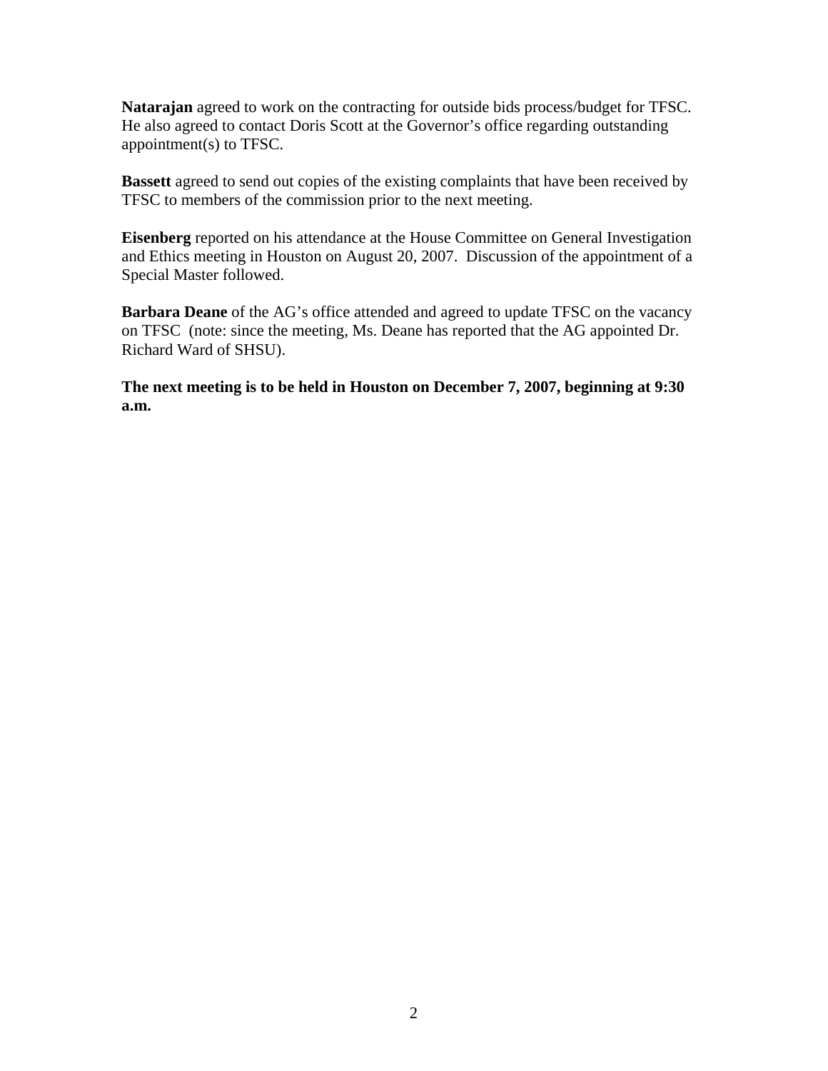**Natarajan** agreed to work on the contracting for outside bids process/budget for TFSC. He also agreed to contact Doris Scott at the Governor's office regarding outstanding appointment(s) to TFSC.

**Bassett** agreed to send out copies of the existing complaints that have been received by TFSC to members of the commission prior to the next meeting.

**Eisenberg** reported on his attendance at the House Committee on General Investigation and Ethics meeting in Houston on August 20, 2007. Discussion of the appointment of a Special Master followed.

**Barbara Deane** of the AG's office attended and agreed to update TFSC on the vacancy on TFSC (note: since the meeting, Ms. Deane has reported that the AG appointed Dr. Richard Ward of SHSU).

**The next meeting is to be held in Houston on December 7, 2007, beginning at 9:30 a.m.**